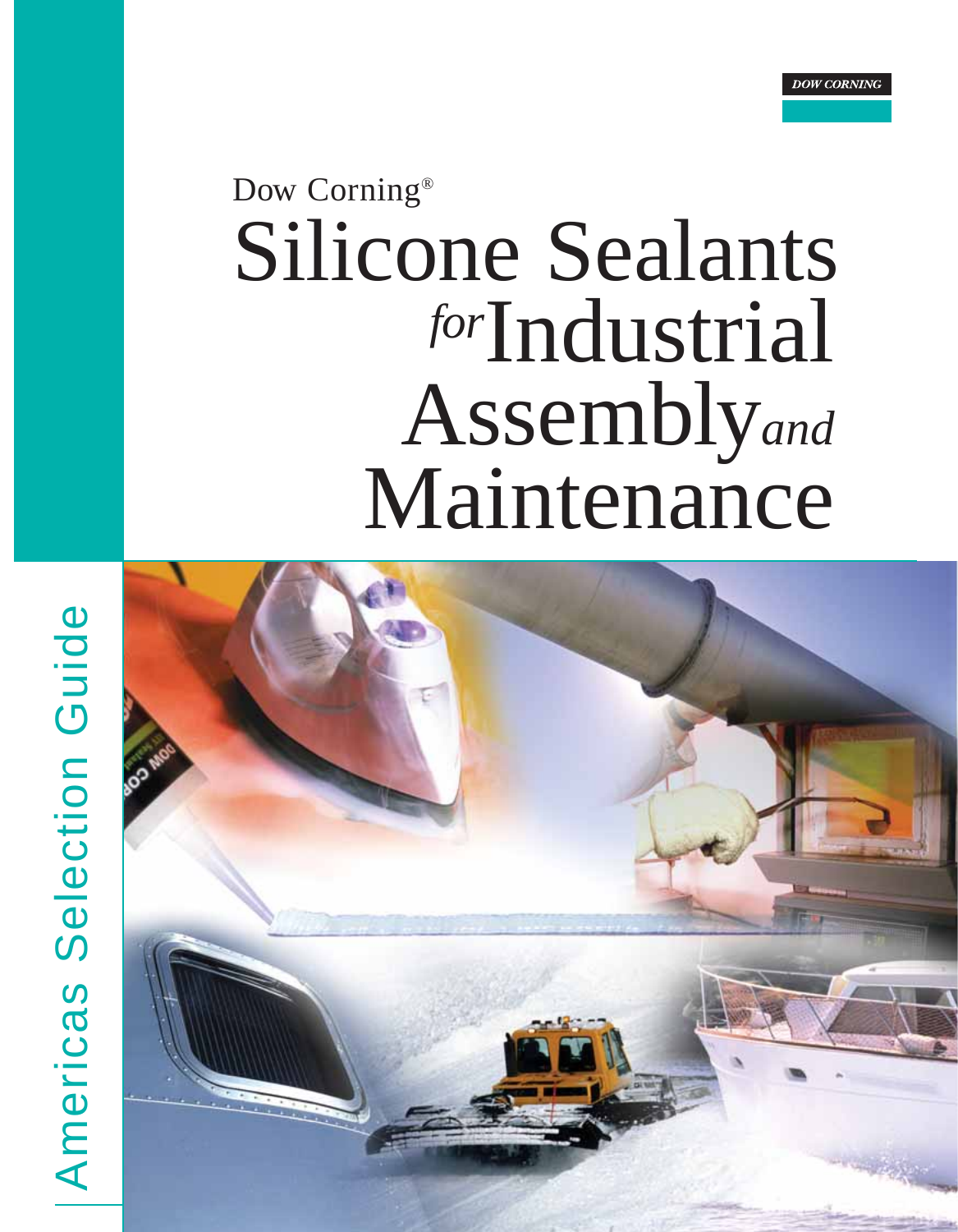DOW CORNING

Dow Corning®

# Silicone Sealants *for* Industrial Assembly *and* Maintenance

Americas Selection Guide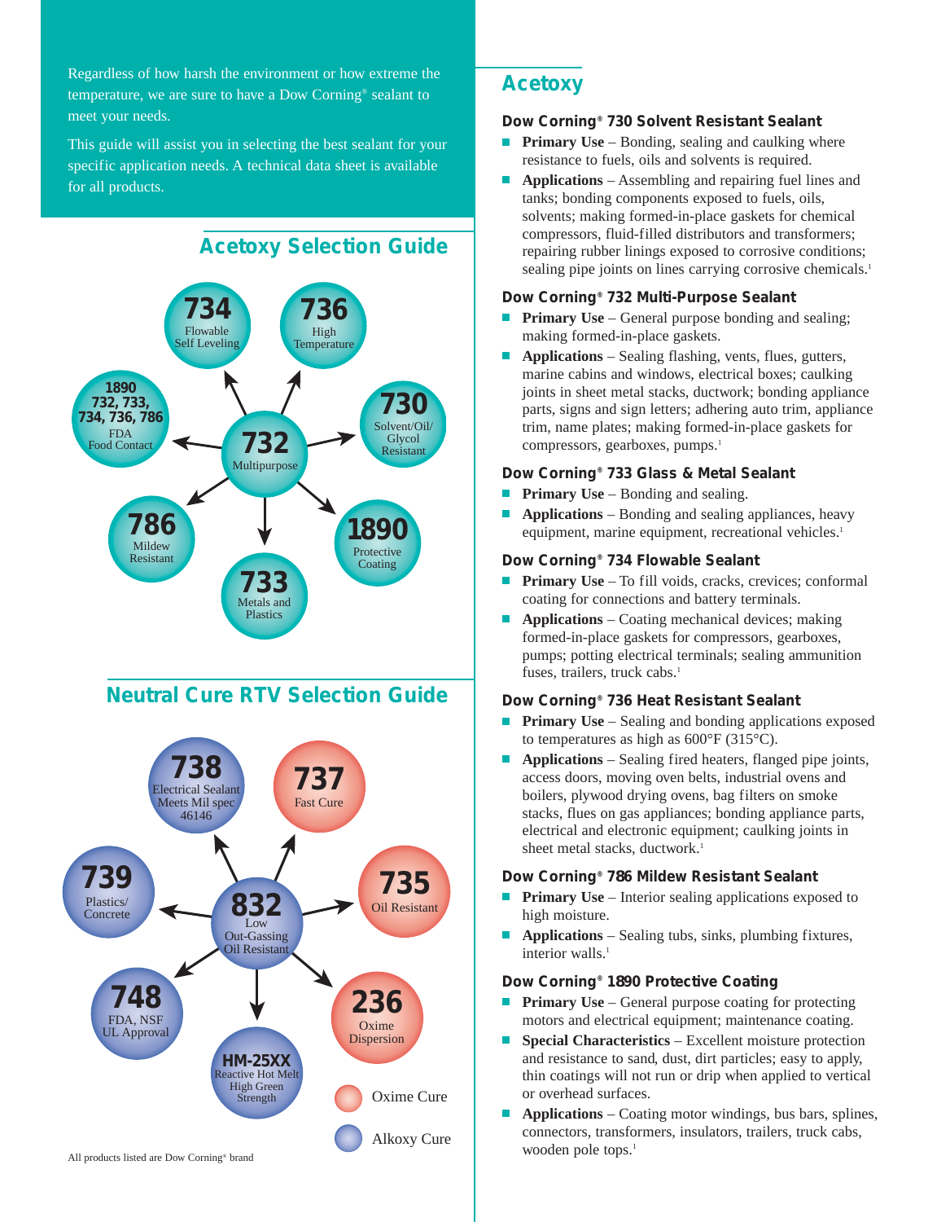Regardless of how harsh the environment or how extreme the temperature, we are sure to have a Dow Corning® sealant to meet your needs.

This guide will assist you in selecting the best sealant for your specific application needs. A technical data sheet is available for all products.

## Acetoxy Selection Guide

**732** Multipurpose

- **734** Flowable Self Leveling
- **736** High Temperature
- **730** Solvent/Oil/Glycol Resistant
- **1890** Protective Coating
- **733** Metals and Plastics
- **786** Mildew Resistant
- **1890, 732, 733, 734, 736, 786** FDA Food Contact

## Neutral Cure RTV Selection Guide

**832** Low Out-Gassing Oil Resistant

- **738** Electrical Sealant Meets Mil spec 46146
- **737** Fast Cure
- **735** Oil Resistant
- **236** Oxime Dispersion
- **HM-25XX** Reactive Hot Melt High Green Strength
- **748** FDA, NSF UL Approval
- **739** Plastics/Concrete

Oxime Cure: 737, 735, 236

Alkoxy Cure: 832, 738, 739, 748, HM-25XX

All products listed are Dow Corning® brand

## Acetoxy

### Dow Corning® 730 Solvent Resistant Sealant

- **Primary Use** – Bonding, sealing and caulking where resistance to fuels, oils and solvents is required.
- **Applications** – Assembling and repairing fuel lines and tanks; bonding components exposed to fuels, oils, solvents; making formed-in-place gaskets for chemical compressors, fluid-filled distributors and transformers; repairing rubber linings exposed to corrosive conditions; sealing pipe joints on lines carrying corrosive chemicals.[1]

### Dow Corning® 732 Multi-Purpose Sealant

- **Primary Use** – General purpose bonding and sealing; making formed-in-place gaskets.
- **Applications** – Sealing flashing, vents, flues, gutters, marine cabins and windows, electrical boxes; caulking joints in sheet metal stacks, ductwork; bonding appliance parts, signs and sign letters; adhering auto trim, appliance trim, name plates; making formed-in-place gaskets for compressors, gearboxes, pumps.[1]

### Dow Corning® 733 Glass & Metal Sealant

- **Primary Use** – Bonding and sealing.
- **Applications** – Bonding and sealing appliances, heavy equipment, marine equipment, recreational vehicles.[1]

### Dow Corning® 734 Flowable Sealant

- **Primary Use** – To fill voids, cracks, crevices; conformal coating for connections and battery terminals.
- **Applications** – Coating mechanical devices; making formed-in-place gaskets for compressors, gearboxes, pumps; potting electrical terminals; sealing ammunition fuses, trailers, truck cabs.[1]

### Dow Corning® 736 Heat Resistant Sealant

- **Primary Use** – Sealing and bonding applications exposed to temperatures as high as 600°F (315°C).
- **Applications** – Sealing fired heaters, flanged pipe joints, access doors, moving oven belts, industrial ovens and boilers, plywood drying ovens, bag filters on smoke stacks, flues on gas appliances; bonding appliance parts, electrical and electronic equipment; caulking joints in sheet metal stacks, ductwork.[1]

### Dow Corning® 786 Mildew Resistant Sealant

- **Primary Use** – Interior sealing applications exposed to high moisture.
- **Applications** – Sealing tubs, sinks, plumbing fixtures, interior walls.[1]

### Dow Corning® 1890 Protective Coating

- **Primary Use** – General purpose coating for protecting motors and electrical equipment; maintenance coating.
- **Special Characteristics** – Excellent moisture protection and resistance to sand, dust, dirt particles; easy to apply, thin coatings will not run or drip when applied to vertical or overhead surfaces.
- **Applications** – Coating motor windings, bus bars, splines, connectors, transformers, insulators, trailers, truck cabs, wooden pole tops.[1]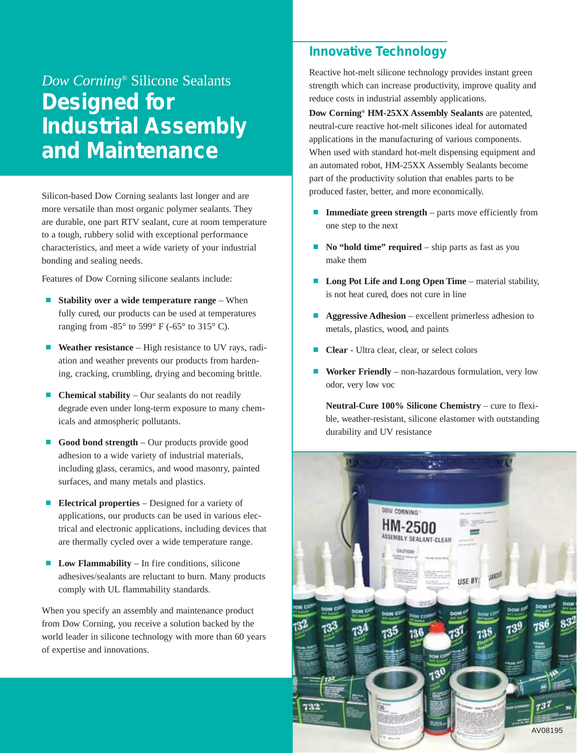*Dow Corning*® Silicone Sealants

# Designed for Industrial Assembly and Maintenance

Silicon-based Dow Corning sealants last longer and are more versatile than most organic polymer sealants. They are durable, one part RTV sealant, cure at room temperature to a tough, rubbery solid with exceptional performance characteristics, and meet a wide variety of your industrial bonding and sealing needs.

Features of Dow Corning silicone sealants include:

- **Stability over a wide temperature range** – When fully cured, our products can be used at temperatures ranging from -85° to 599° F (-65° to 315° C).
- **Weather resistance** – High resistance to UV rays, radiation and weather prevents our products from hardening, cracking, crumbling, drying and becoming brittle.
- **Chemical stability** – Our sealants do not readily degrade even under long-term exposure to many chemicals and atmospheric pollutants.
- **Good bond strength** – Our products provide good adhesion to a wide variety of industrial materials, including glass, ceramics, and wood masonry, painted surfaces, and many metals and plastics.
- **Electrical properties** – Designed for a variety of applications, our products can be used in various electrical and electronic applications, including devices that are thermally cycled over a wide temperature range.
- **Low Flammability** – In fire conditions, silicone adhesives/sealants are reluctant to burn. Many products comply with UL flammability standards.

When you specify an assembly and maintenance product from Dow Corning, you receive a solution backed by the world leader in silicone technology with more than 60 years of expertise and innovations.

## Innovative Technology

Reactive hot-melt silicone technology provides instant green strength which can increase productivity, improve quality and reduce costs in industrial assembly applications.

**Dow Corning® HM-25XX Assembly Sealants** are patented, neutral-cure reactive hot-melt silicones ideal for automated applications in the manufacturing of various components. When used with standard hot-melt dispensing equipment and an automated robot, HM-25XX Assembly Sealants become part of the productivity solution that enables parts to be produced faster, better, and more economically.

- **Immediate green strength** – parts move efficiently from one step to the next
- **No "hold time" required** – ship parts as fast as you make them
- **Long Pot Life and Long Open Time** – material stability, is not heat cured, does not cure in line
- **Aggressive Adhesion** – excellent primerless adhesion to metals, plastics, wood, and paints
- **Clear** - Ultra clear, clear, or select colors
- **Worker Friendly** – non-hazardous formulation, very low odor, very low voc

  **Neutral-Cure 100% Silicone Chemistry** – cure to flexible, weather-resistant, silicone elastomer with outstanding durability and UV resistance

AV08195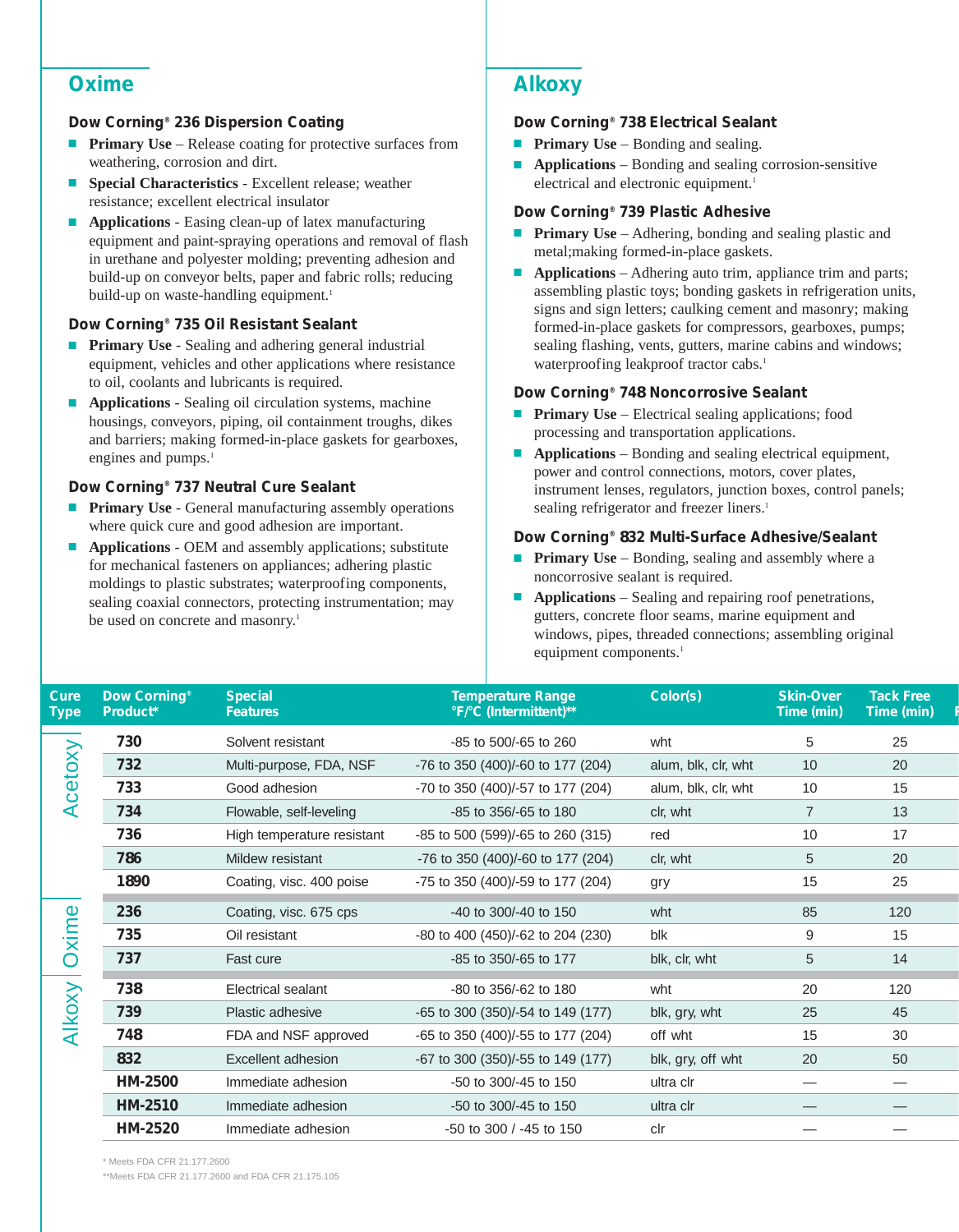## Oxime

### Dow Corning® 236 Dispersion Coating

- **Primary Use** – Release coating for protective surfaces from weathering, corrosion and dirt.
- **Special Characteristics** - Excellent release; weather resistance; excellent electrical insulator
- **Applications** - Easing clean-up of latex manufacturing equipment and paint-spraying operations and removal of flash in urethane and polyester molding; preventing adhesion and build-up on conveyor belts, paper and fabric rolls; reducing build-up on waste-handling equipment.[1]

### Dow Corning® 735 Oil Resistant Sealant

- **Primary Use** - Sealing and adhering general industrial equipment, vehicles and other applications where resistance to oil, coolants and lubricants is required.
- **Applications** - Sealing oil circulation systems, machine housings, conveyors, piping, oil containment troughs, dikes and barriers; making formed-in-place gaskets for gearboxes, engines and pumps.[1]

### Dow Corning® 737 Neutral Cure Sealant

- **Primary Use** - General manufacturing assembly operations where quick cure and good adhesion are important.
- **Applications** - OEM and assembly applications; substitute for mechanical fasteners on appliances; adhering plastic moldings to plastic substrates; waterproofing components, sealing coaxial connectors, protecting instrumentation; may be used on concrete and masonry.[1]

## Alkoxy

### Dow Corning® 738 Electrical Sealant

- **Primary Use** – Bonding and sealing.
- **Applications** – Bonding and sealing corrosion-sensitive electrical and electronic equipment.[1]

### Dow Corning® 739 Plastic Adhesive

- **Primary Use** – Adhering, bonding and sealing plastic and metal;making formed-in-place gaskets.
- **Applications** – Adhering auto trim, appliance trim and parts; assembling plastic toys; bonding gaskets in refrigeration units, signs and sign letters; caulking cement and masonry; making formed-in-place gaskets for compressors, gearboxes, pumps; sealing flashing, vents, gutters, marine cabins and windows; waterproofing leakproof tractor cabs.[1]

### Dow Corning® 748 Noncorrosive Sealant

- **Primary Use** – Electrical sealing applications; food processing and transportation applications.
- **Applications** – Bonding and sealing electrical equipment, power and control connections, motors, cover plates, instrument lenses, regulators, junction boxes, control panels; sealing refrigerator and freezer liners.[1]

### Dow Corning® 832 Multi-Surface Adhesive/Sealant

- **Primary Use** – Bonding, sealing and assembly where a noncorrosive sealant is required.
- **Applications** – Sealing and repairing roof penetrations, gutters, concrete floor seams, marine equipment and windows, pipes, threaded connections; assembling original equipment components.[1]

| Cure Type | Dow Corning® Product* | Special Features | Temperature Range °F/°C (Intermittent)** | Color(s) | Skin-Over Time (min) | Tack Free Time (min) |
|---|---|---|---|---|---|---|
| Acetoxy | **730** | Solvent resistant | -85 to 500/-65 to 260 | wht | 5 | 25 |
| | **732** | Multi-purpose, FDA, NSF | -76 to 350 (400)/-60 to 177 (204) | alum, blk, clr, wht | 10 | 20 |
| | **733** | Good adhesion | -70 to 350 (400)/-57 to 177 (204) | alum, blk, clr, wht | 10 | 15 |
| | **734** | Flowable, self-leveling | -85 to 356/-65 to 180 | clr, wht | 7 | 13 |
| | **736** | High temperature resistant | -85 to 500 (599)/-65 to 260 (315) | red | 10 | 17 |
| | **786** | Mildew resistant | -76 to 350 (400)/-60 to 177 (204) | clr, wht | 5 | 20 |
| | **1890** | Coating, visc. 400 poise | -75 to 350 (400)/-59 to 177 (204) | gry | 15 | 25 |
| Oxime | **236** | Coating, visc. 675 cps | -40 to 300/-40 to 150 | wht | 85 | 120 |
| | **735** | Oil resistant | -80 to 400 (450)/-62 to 204 (230) | blk | 9 | 15 |
| | **737** | Fast cure | -85 to 350/-65 to 177 | blk, clr, wht | 5 | 14 |
| Alkoxy | **738** | Electrical sealant | -80 to 356/-62 to 180 | wht | 20 | 120 |
| | **739** | Plastic adhesive | -65 to 300 (350)/-54 to 149 (177) | blk, gry, wht | 25 | 45 |
| | **748** | FDA and NSF approved | -65 to 350 (400)/-55 to 177 (204) | off wht | 15 | 30 |
| | **832** | Excellent adhesion | -67 to 300 (350)/-55 to 149 (177) | blk, gry, off wht | 20 | 50 |
| | **HM-2500** | Immediate adhesion | -50 to 300/-45 to 150 | ultra clr | — | — |
| | **HM-2510** | Immediate adhesion | -50 to 300/-45 to 150 | ultra clr | — | — |
| | **HM-2520** | Immediate adhesion | -50 to 300 / -45 to 150 | clr | — | — |

\* Meets FDA CFR 21.177.2600

\*\*Meets FDA CFR 21.177.2600 and FDA CFR 21.175.105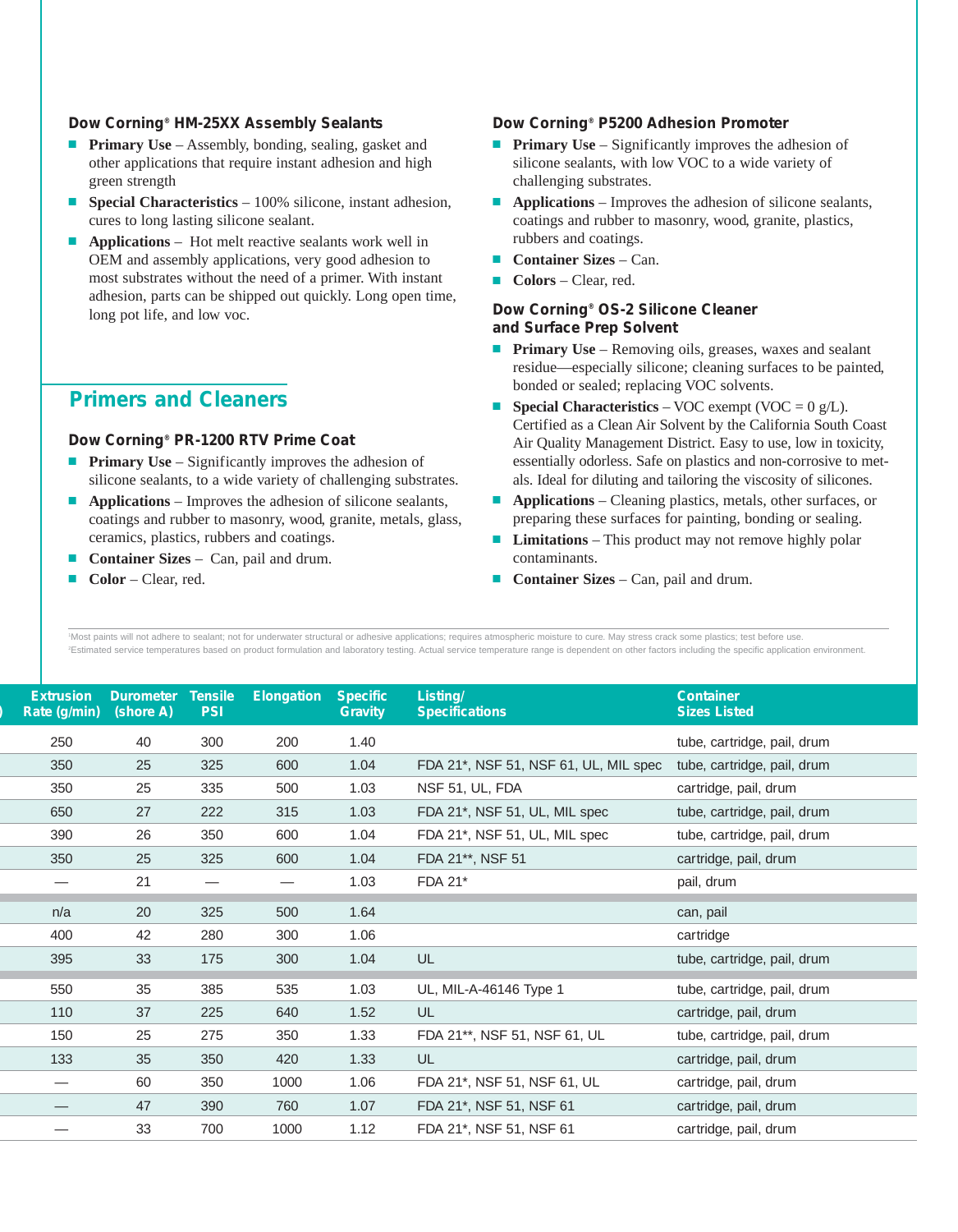### Dow Corning® HM-25XX Assembly Sealants

- **Primary Use** – Assembly, bonding, sealing, gasket and other applications that require instant adhesion and high green strength
- **Special Characteristics** – 100% silicone, instant adhesion, cures to long lasting silicone sealant.
- **Applications** – Hot melt reactive sealants work well in OEM and assembly applications, very good adhesion to most substrates without the need of a primer. With instant adhesion, parts can be shipped out quickly. Long open time, long pot life, and low voc.

## Primers and Cleaners

### Dow Corning® PR-1200 RTV Prime Coat

- **Primary Use** – Significantly improves the adhesion of silicone sealants, to a wide variety of challenging substrates.
- **Applications** – Improves the adhesion of silicone sealants, coatings and rubber to masonry, wood, granite, metals, glass, ceramics, plastics, rubbers and coatings.
- **Container Sizes** – Can, pail and drum.
- **Color** – Clear, red.

### Dow Corning® P5200 Adhesion Promoter

- **Primary Use** – Significantly improves the adhesion of silicone sealants, with low VOC to a wide variety of challenging substrates.
- **Applications** – Improves the adhesion of silicone sealants, coatings and rubber to masonry, wood, granite, plastics, rubbers and coatings.
- **Container Sizes** – Can.
- **Colors** – Clear, red.

### Dow Corning® OS-2 Silicone Cleaner and Surface Prep Solvent

- **Primary Use** – Removing oils, greases, waxes and sealant residue—especially silicone; cleaning surfaces to be painted, bonded or sealed; replacing VOC solvents.
- **Special Characteristics** – VOC exempt (VOC = 0 g/L). Certified as a Clean Air Solvent by the California South Coast Air Quality Management District. Easy to use, low in toxicity, essentially odorless. Safe on plastics and non-corrosive to metals. Ideal for diluting and tailoring the viscosity of silicones.
- **Applications** – Cleaning plastics, metals, other surfaces, or preparing these surfaces for painting, bonding or sealing.
- **Limitations** – This product may not remove highly polar contaminants.
- **Container Sizes** – Can, pail and drum.

[1]Most paints will not adhere to sealant; not for underwater structural or adhesive applications; requires atmospheric moisture to cure. May stress crack some plastics; test before use.
[2]Estimated service temperatures based on product formulation and laboratory testing. Actual service temperature range is dependent on other factors including the specific application environment.

| Extrusion Rate (g/min) | Durometer (shore A) | Tensile PSI | Elongation | Specific Gravity | Listing/ Specifications | Container Sizes Listed |
|---|---|---|---|---|---|---|
| 250 | 40 | 300 | 200 | 1.40 | | tube, cartridge, pail, drum |
| 350 | 25 | 325 | 600 | 1.04 | FDA 21*, NSF 51, NSF 61, UL, MIL spec | tube, cartridge, pail, drum |
| 350 | 25 | 335 | 500 | 1.03 | NSF 51, UL, FDA | cartridge, pail, drum |
| 650 | 27 | 222 | 315 | 1.03 | FDA 21*, NSF 51, UL, MIL spec | tube, cartridge, pail, drum |
| 390 | 26 | 350 | 600 | 1.04 | FDA 21*, NSF 51, UL, MIL spec | tube, cartridge, pail, drum |
| 350 | 25 | 325 | 600 | 1.04 | FDA 21**, NSF 51 | cartridge, pail, drum |
| — | 21 | — | — | 1.03 | FDA 21* | pail, drum |
| n/a | 20 | 325 | 500 | 1.64 | | can, pail |
| 400 | 42 | 280 | 300 | 1.06 | | cartridge |
| 395 | 33 | 175 | 300 | 1.04 | UL | tube, cartridge, pail, drum |
| 550 | 35 | 385 | 535 | 1.03 | UL, MIL-A-46146 Type 1 | tube, cartridge, pail, drum |
| 110 | 37 | 225 | 640 | 1.52 | UL | cartridge, pail, drum |
| 150 | 25 | 275 | 350 | 1.33 | FDA 21**, NSF 51, NSF 61, UL | tube, cartridge, pail, drum |
| 133 | 35 | 350 | 420 | 1.33 | UL | cartridge, pail, drum |
| — | 60 | 350 | 1000 | 1.06 | FDA 21*, NSF 51, NSF 61, UL | cartridge, pail, drum |
| — | 47 | 390 | 760 | 1.07 | FDA 21*, NSF 51, NSF 61 | cartridge, pail, drum |
| — | 33 | 700 | 1000 | 1.12 | FDA 21*, NSF 51, NSF 61 | cartridge, pail, drum |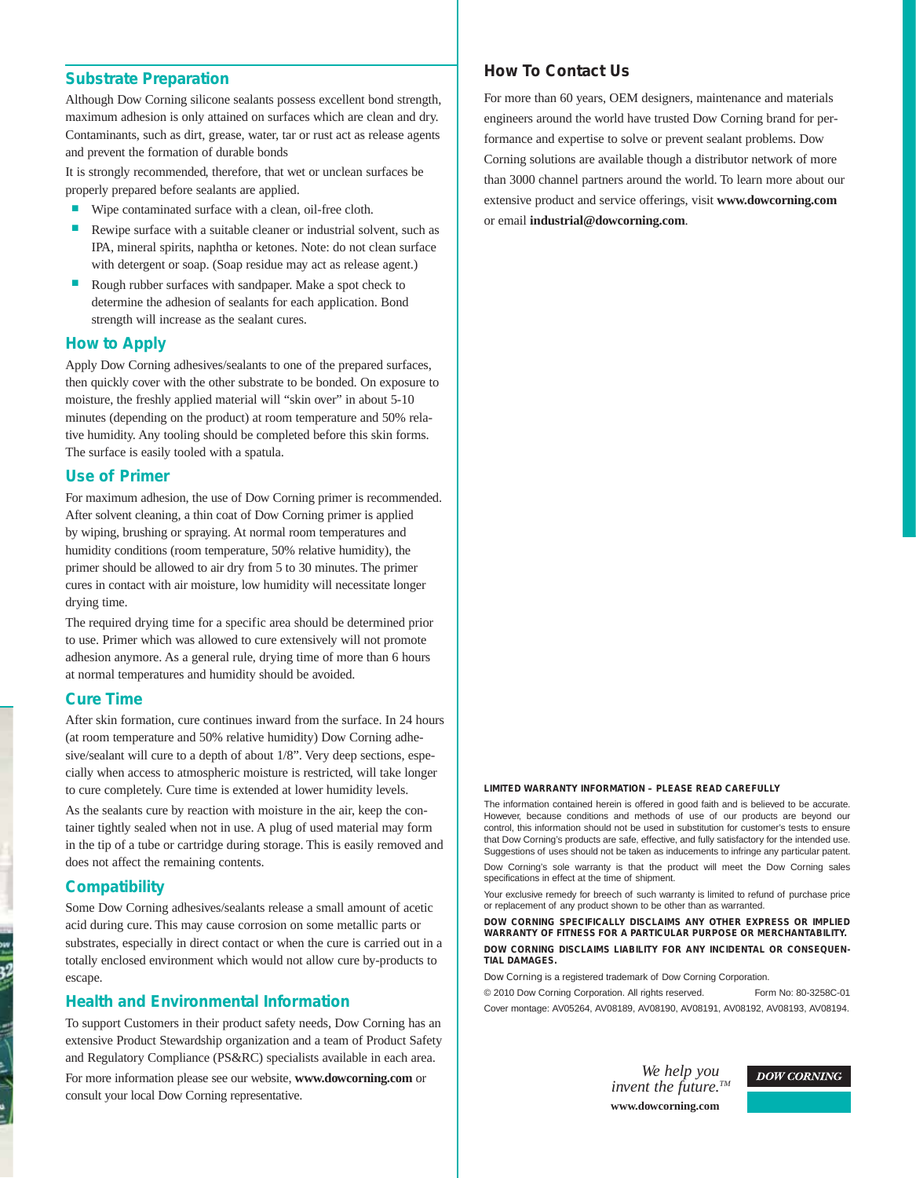## Substrate Preparation

Although Dow Corning silicone sealants possess excellent bond strength, maximum adhesion is only attained on surfaces which are clean and dry. Contaminants, such as dirt, grease, water, tar or rust act as release agents and prevent the formation of durable bonds

It is strongly recommended, therefore, that wet or unclean surfaces be properly prepared before sealants are applied.

- Wipe contaminated surface with a clean, oil-free cloth.
- Rewipe surface with a suitable cleaner or industrial solvent, such as IPA, mineral spirits, naphtha or ketones. Note: do not clean surface with detergent or soap. (Soap residue may act as release agent.)
- Rough rubber surfaces with sandpaper. Make a spot check to determine the adhesion of sealants for each application. Bond strength will increase as the sealant cures.

## How to Apply

Apply Dow Corning adhesives/sealants to one of the prepared surfaces, then quickly cover with the other substrate to be bonded. On exposure to moisture, the freshly applied material will "skin over" in about 5-10 minutes (depending on the product) at room temperature and 50% relative humidity. Any tooling should be completed before this skin forms. The surface is easily tooled with a spatula.

## Use of Primer

For maximum adhesion, the use of Dow Corning primer is recommended. After solvent cleaning, a thin coat of Dow Corning primer is applied by wiping, brushing or spraying. At normal room temperatures and humidity conditions (room temperature, 50% relative humidity), the primer should be allowed to air dry from 5 to 30 minutes. The primer cures in contact with air moisture, low humidity will necessitate longer drying time.

The required drying time for a specific area should be determined prior to use. Primer which was allowed to cure extensively will not promote adhesion anymore. As a general rule, drying time of more than 6 hours at normal temperatures and humidity should be avoided.

## Cure Time

After skin formation, cure continues inward from the surface. In 24 hours (at room temperature and 50% relative humidity) Dow Corning adhesive/sealant will cure to a depth of about 1/8". Very deep sections, especially when access to atmospheric moisture is restricted, will take longer to cure completely. Cure time is extended at lower humidity levels.

As the sealants cure by reaction with moisture in the air, keep the container tightly sealed when not in use. A plug of used material may form in the tip of a tube or cartridge during storage. This is easily removed and does not affect the remaining contents.

## Compatibility

Some Dow Corning adhesives/sealants release a small amount of acetic acid during cure. This may cause corrosion on some metallic parts or substrates, especially in direct contact or when the cure is carried out in a totally enclosed environment which would not allow cure by-products to escape.

## Health and Environmental Information

To support Customers in their product safety needs, Dow Corning has an extensive Product Stewardship organization and a team of Product Safety and Regulatory Compliance (PS&RC) specialists available in each area.

For more information please see our website, **www.dowcorning.com** or consult your local Dow Corning representative.

## How To Contact Us

For more than 60 years, OEM designers, maintenance and materials engineers around the world have trusted Dow Corning brand for performance and expertise to solve or prevent sealant problems. Dow Corning solutions are available though a distributor network of more than 3000 channel partners around the world. To learn more about our extensive product and service offerings, visit **www.dowcorning.com** or email **industrial@dowcorning.com**.

**LIMITED WARRANTY INFORMATION – PLEASE READ CAREFULLY**

The information contained herein is offered in good faith and is believed to be accurate. However, because conditions and methods of use of our products are beyond our control, this information should not be used in substitution for customer's tests to ensure that Dow Corning's products are safe, effective, and fully satisfactory for the intended use. Suggestions of uses should not be taken as inducements to infringe any particular patent.

Dow Corning's sole warranty is that the product will meet the Dow Corning sales specifications in effect at the time of shipment.

Your exclusive remedy for breech of such warranty is limited to refund of purchase price or replacement of any product shown to be other than as warranted.

**DOW CORNING SPECIFICALLY DISCLAIMS ANY OTHER EXPRESS OR IMPLIED WARRANTY OF FITNESS FOR A PARTICULAR PURPOSE OR MERCHANTABILITY.**

**DOW CORNING DISCLAIMS LIABILITY FOR ANY INCIDENTAL OR CONSEQUENTIAL DAMAGES.**

Dow Corning is a registered trademark of Dow Corning Corporation.

© 2010 Dow Corning Corporation. All rights reserved. Form No: 80-3258C-01

Cover montage: AV05264, AV08189, AV08190, AV08191, AV08192, AV08193, AV08194.

*We help you invent the future.™*

**www.dowcorning.com**

DOW CORNING